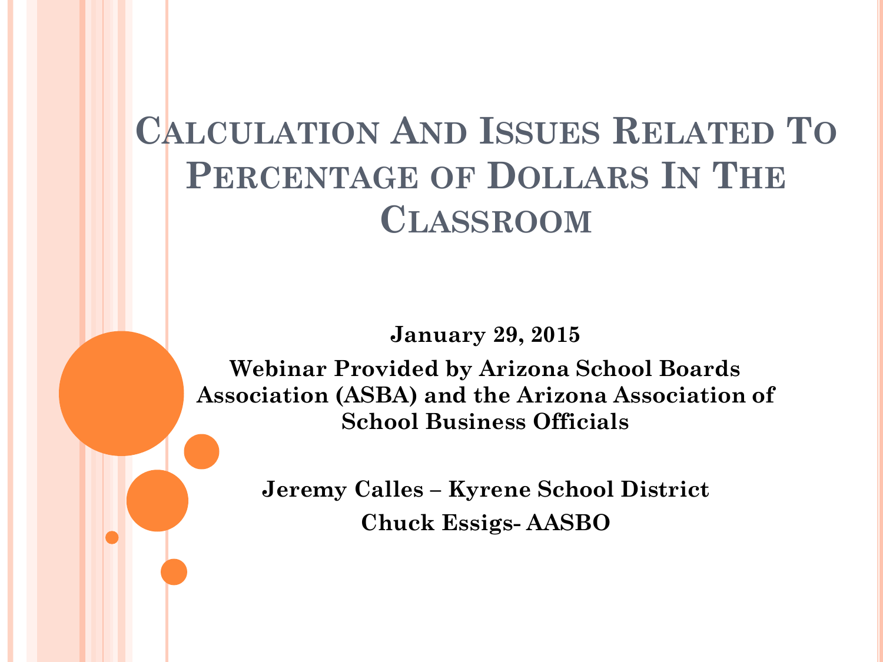# Calculation And Issues Related To Percentage of Dollars In The Classroom

**January 29, 2015**

**Webinar Provided by Arizona School Boards Association (ASBA) and the Arizona Association of School Business Officials**

**Jeremy Calles – Kyrene School District**

**Chuck Essigs- AASBO**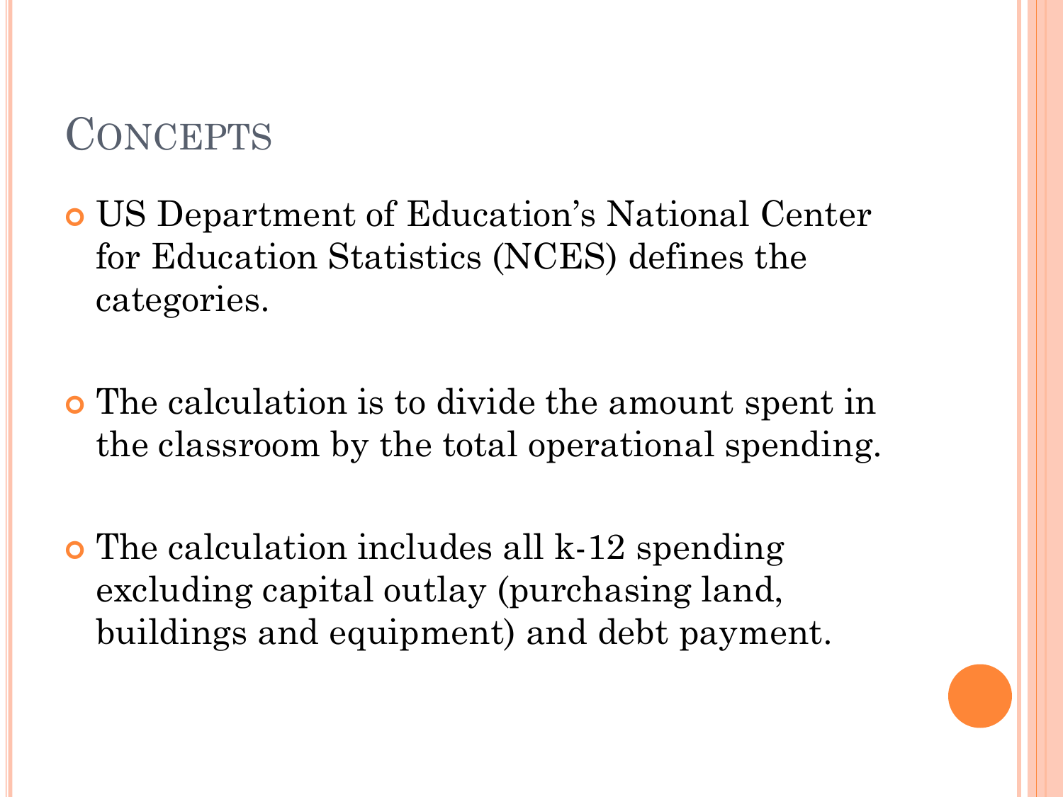## Concepts

- US Department of Education's National Center for Education Statistics (NCES) defines the categories.
- The calculation is to divide the amount spent in the classroom by the total operational spending.
- The calculation includes all k-12 spending excluding capital outlay (purchasing land, buildings and equipment) and debt payment.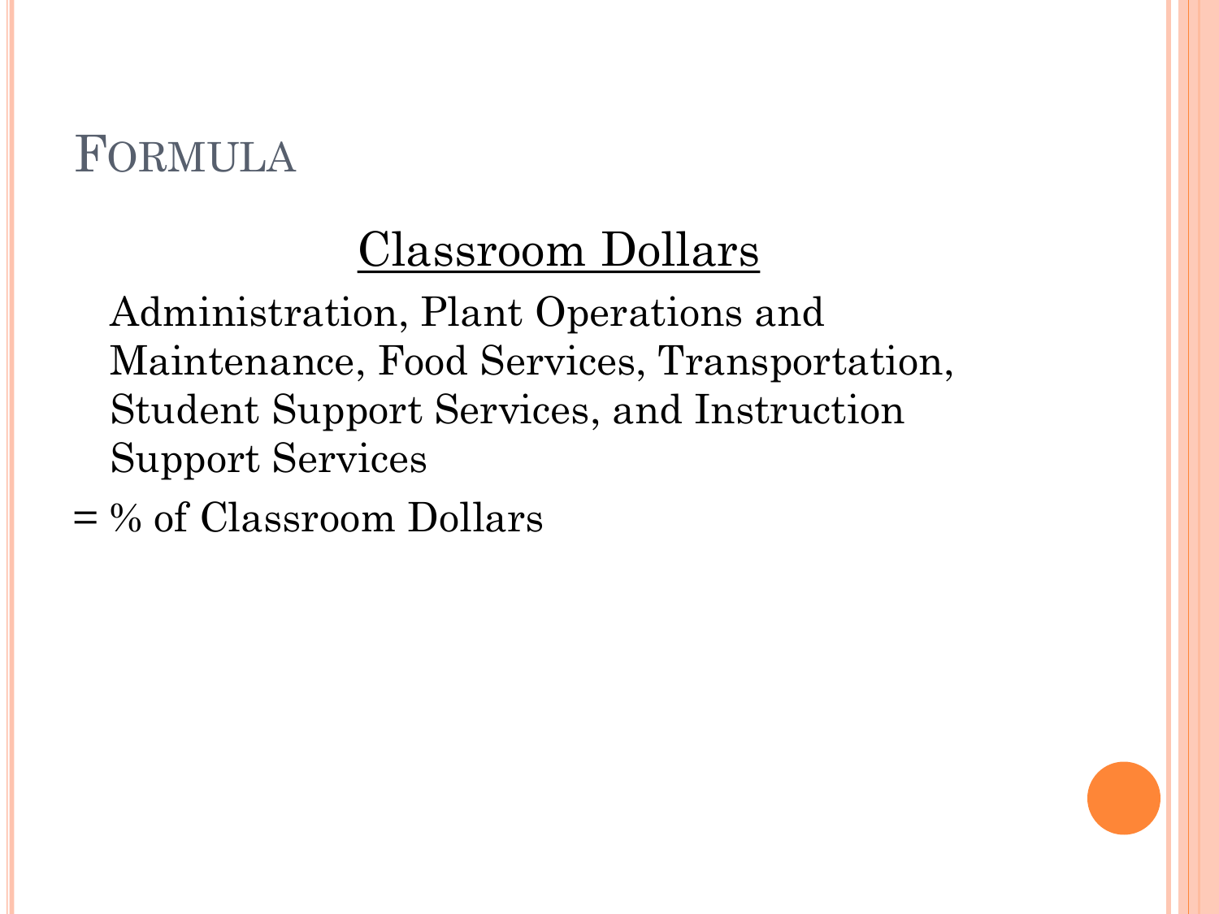# Formula

<u>Classroom Dollars</u>

Administration, Plant Operations and Maintenance, Food Services, Transportation, Student Support Services, and Instruction Support Services

= % of Classroom Dollars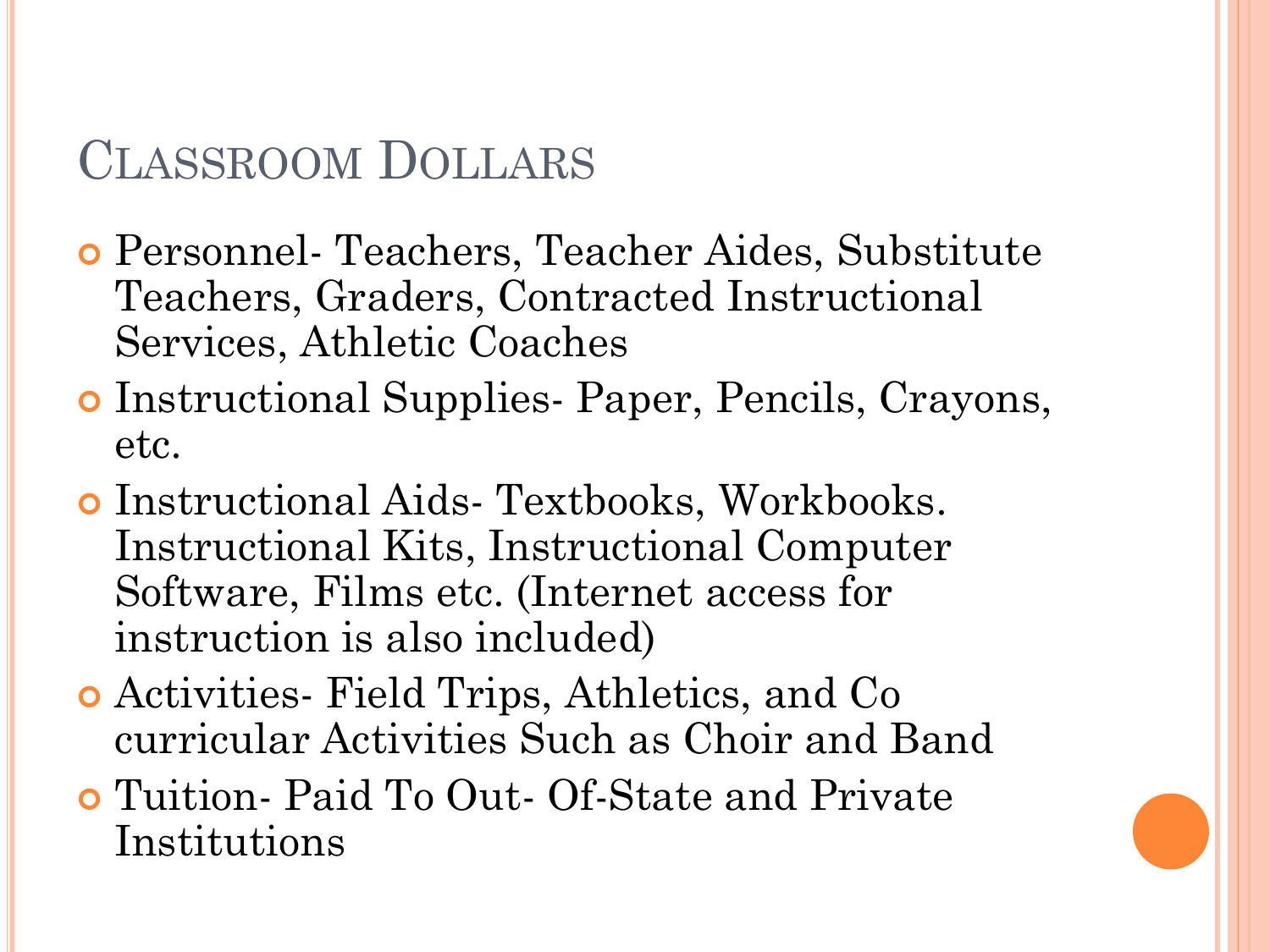# Classroom Dollars

- Personnel- Teachers, Teacher Aides, Substitute Teachers, Graders, Contracted Instructional Services, Athletic Coaches
- Instructional Supplies- Paper, Pencils, Crayons, etc.
- Instructional Aids- Textbooks, Workbooks. Instructional Kits, Instructional Computer Software, Films etc. (Internet access for instruction is also included)
- Activities- Field Trips, Athletics, and Co curricular Activities Such as Choir and Band
- Tuition- Paid To Out- Of-State and Private Institutions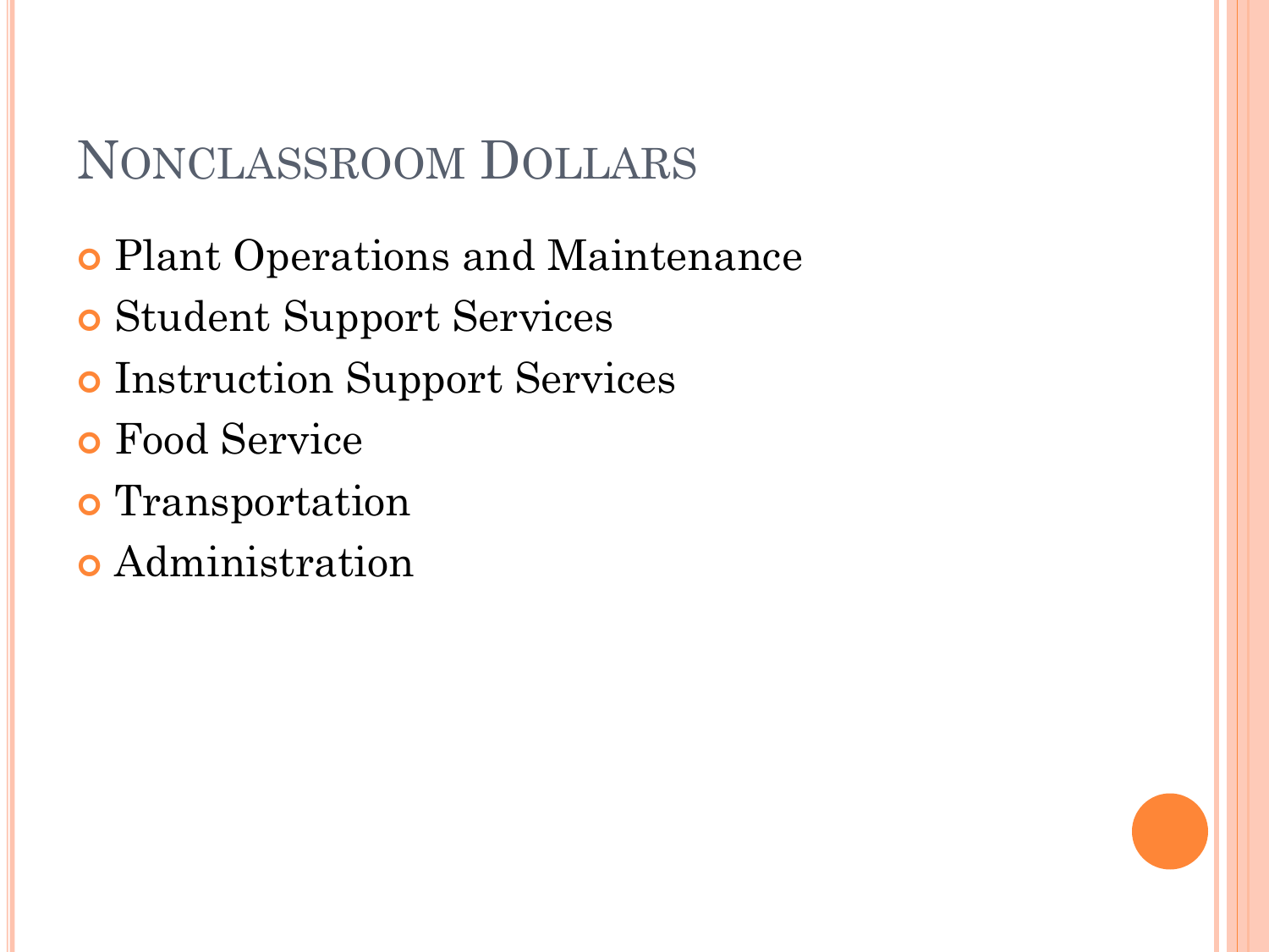# Nonclassroom Dollars

- Plant Operations and Maintenance
- Student Support Services
- Instruction Support Services
- Food Service
- Transportation
- Administration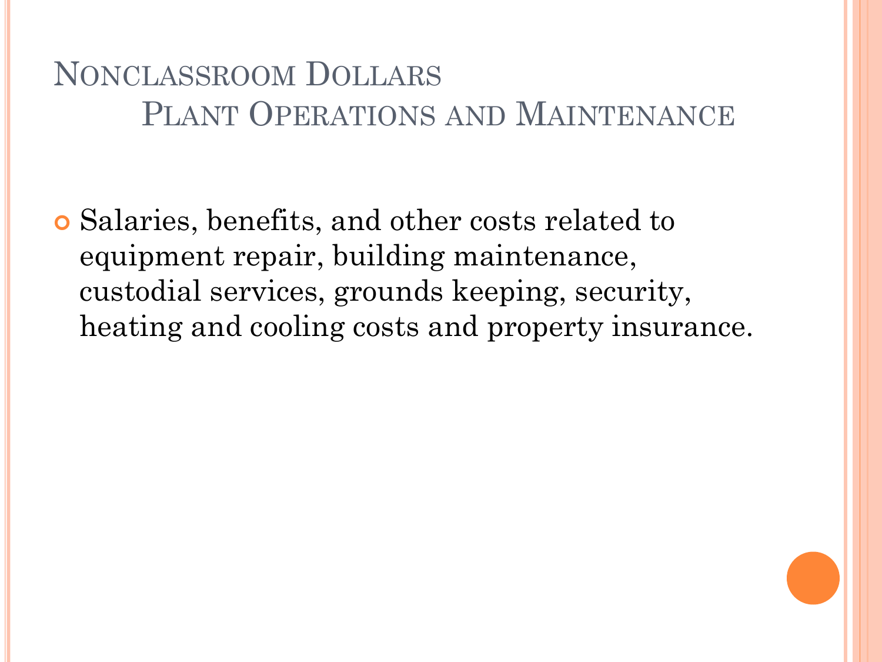# Nonclassroom Dollars
## Plant Operations and Maintenance

- Salaries, benefits, and other costs related to equipment repair, building maintenance, custodial services, grounds keeping, security, heating and cooling costs and property insurance.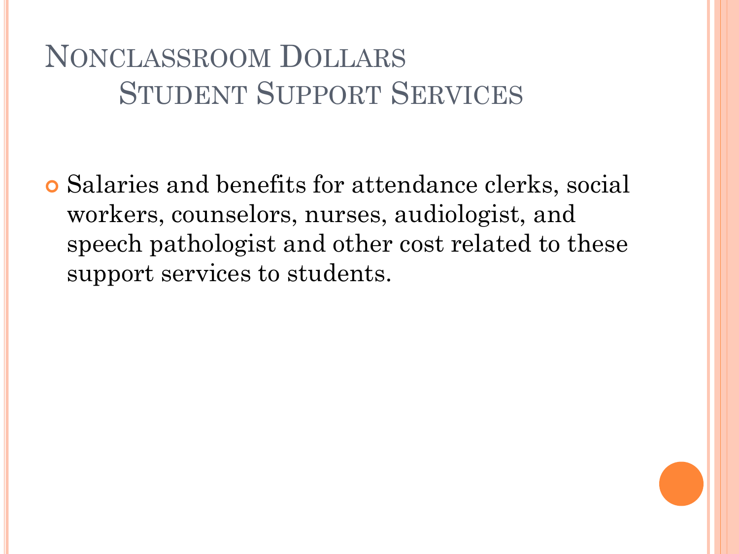# Nonclassroom Dollars
## Student Support Services

- Salaries and benefits for attendance clerks, social workers, counselors, nurses, audiologist, and speech pathologist and other cost related to these support services to students.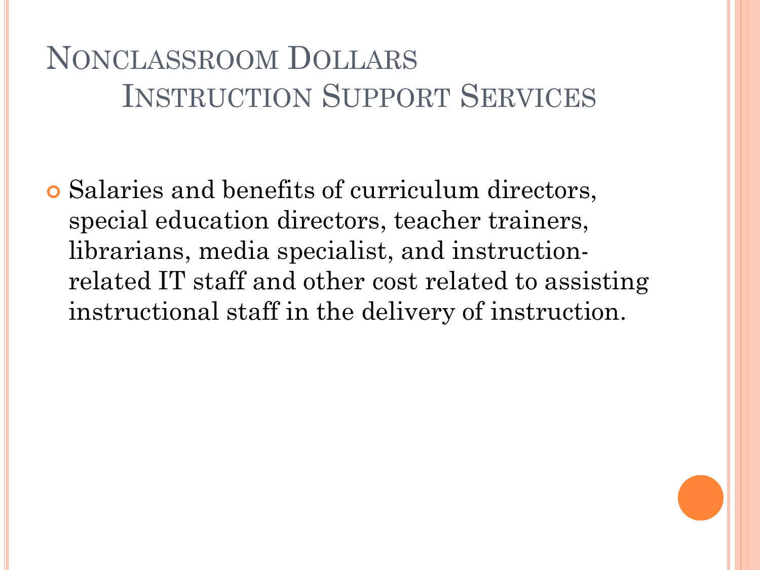# Nonclassroom Dollars
## Instruction Support Services

- Salaries and benefits of curriculum directors, special education directors, teacher trainers, librarians, media specialist, and instruction-related IT staff and other cost related to assisting instructional staff in the delivery of instruction.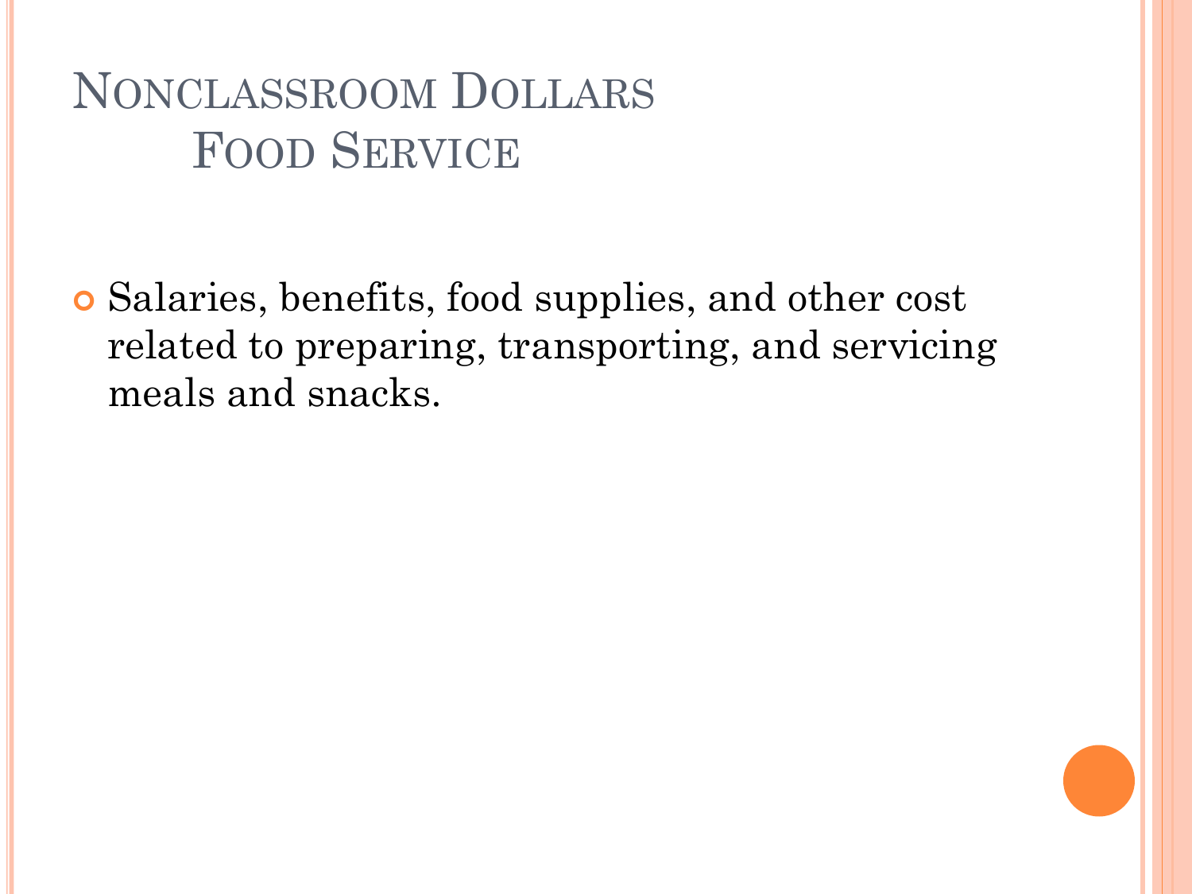# Nonclassroom Dollars Food Service

- Salaries, benefits, food supplies, and other cost related to preparing, transporting, and servicing meals and snacks.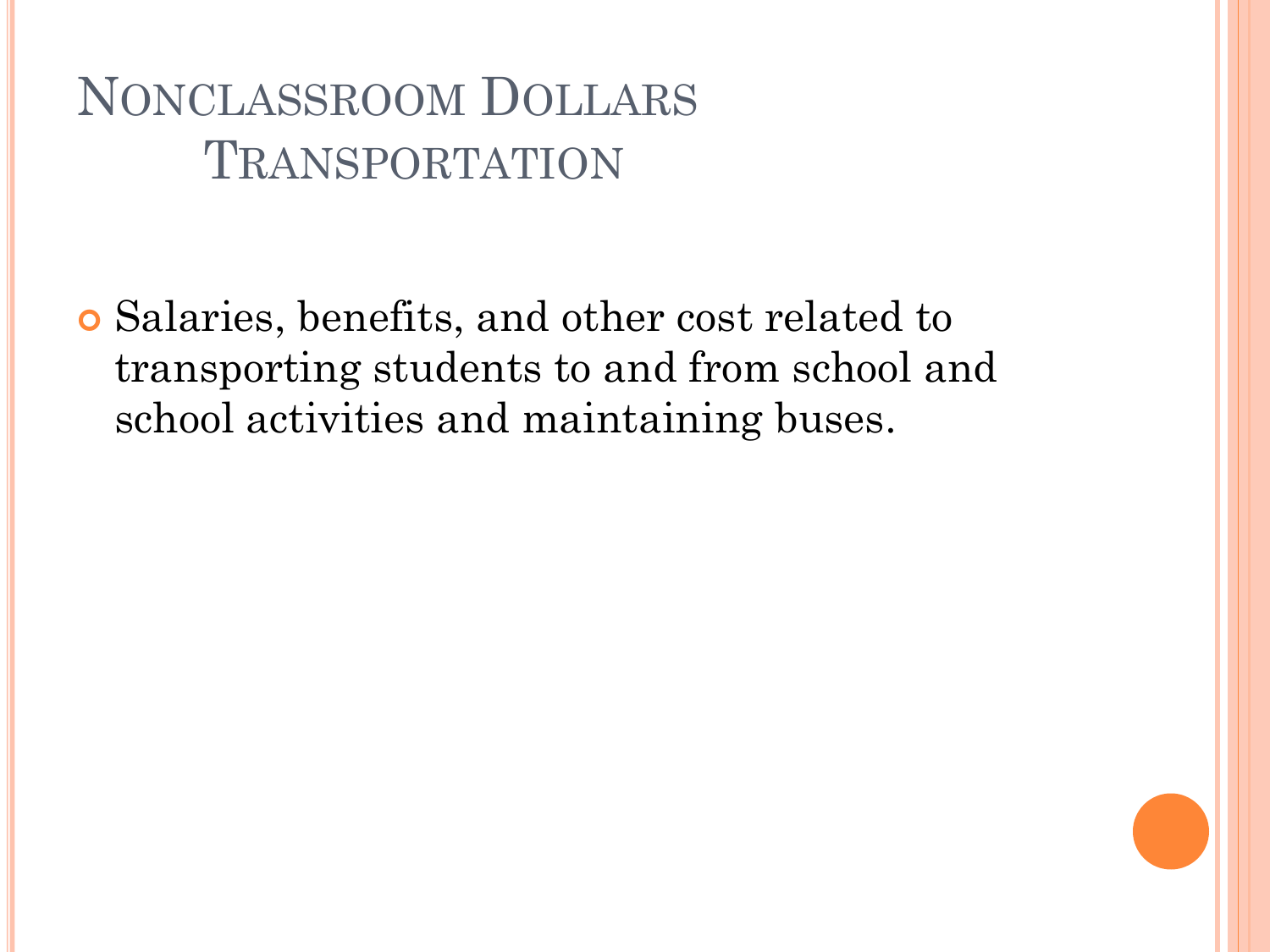# Nonclassroom Dollars
## Transportation

- Salaries, benefits, and other cost related to transporting students to and from school and school activities and maintaining buses.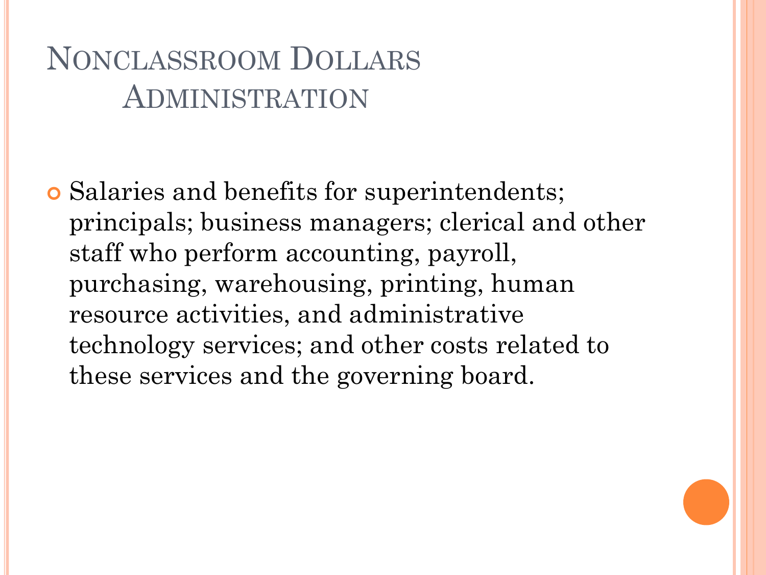# Nonclassroom Dollars
## Administration

- Salaries and benefits for superintendents; principals; business managers; clerical and other staff who perform accounting, payroll, purchasing, warehousing, printing, human resource activities, and administrative technology services; and other costs related to these services and the governing board.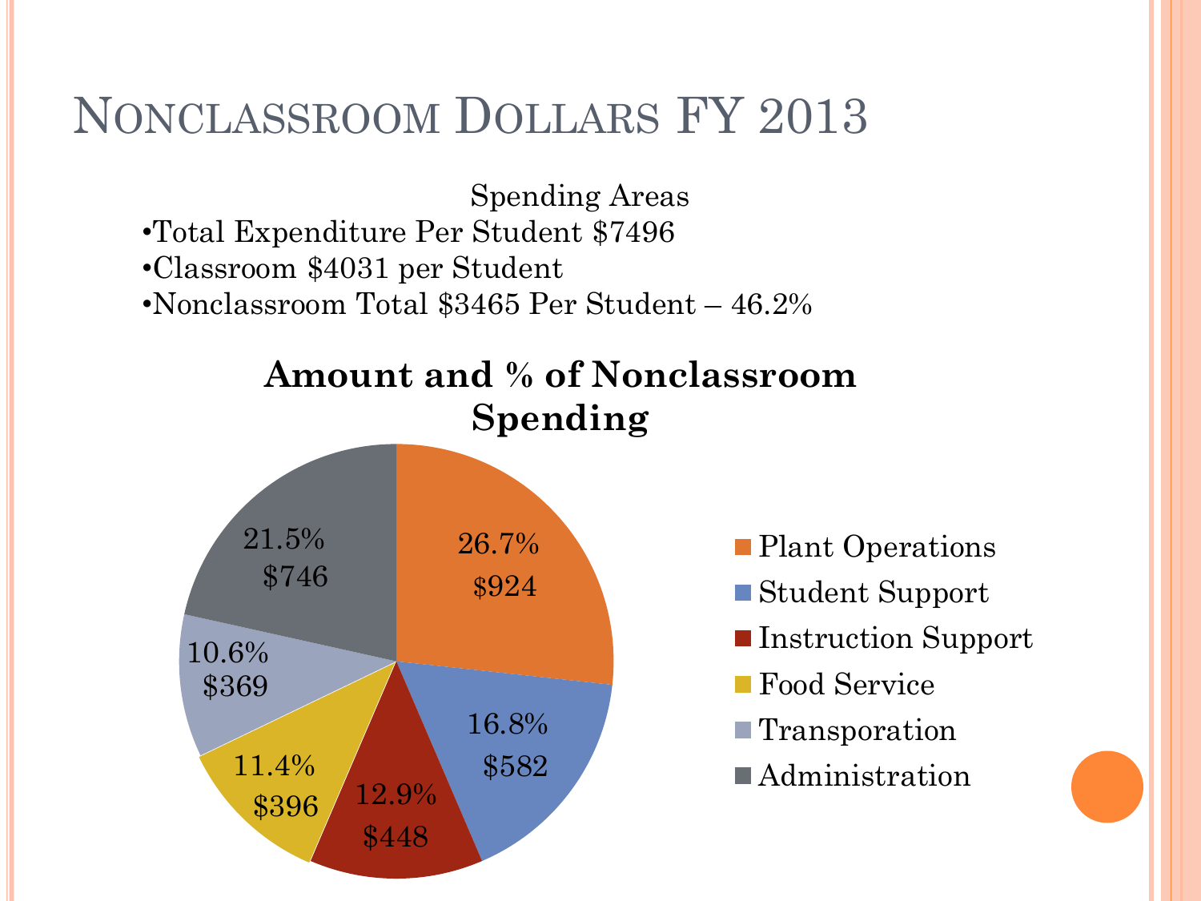# Nonclassroom Dollars FY 2013

Spending Areas

- Total Expenditure Per Student $7496
- Classroom $4031 per Student
- Nonclassroom Total $3465 Per Student – 46.2%

**Amount and % of Nonclassroom Spending**

| Category | % | Amount |
|---|---|---|
| Plant Operations | 26.7% | $924 |
| Student Support | 16.8% | $582 |
| Instruction Support | 12.9% | $448 |
| Food Service | 11.4% | $396 |
| Transporation | 10.6% | $369 |
| Administration | 21.5% | $746 |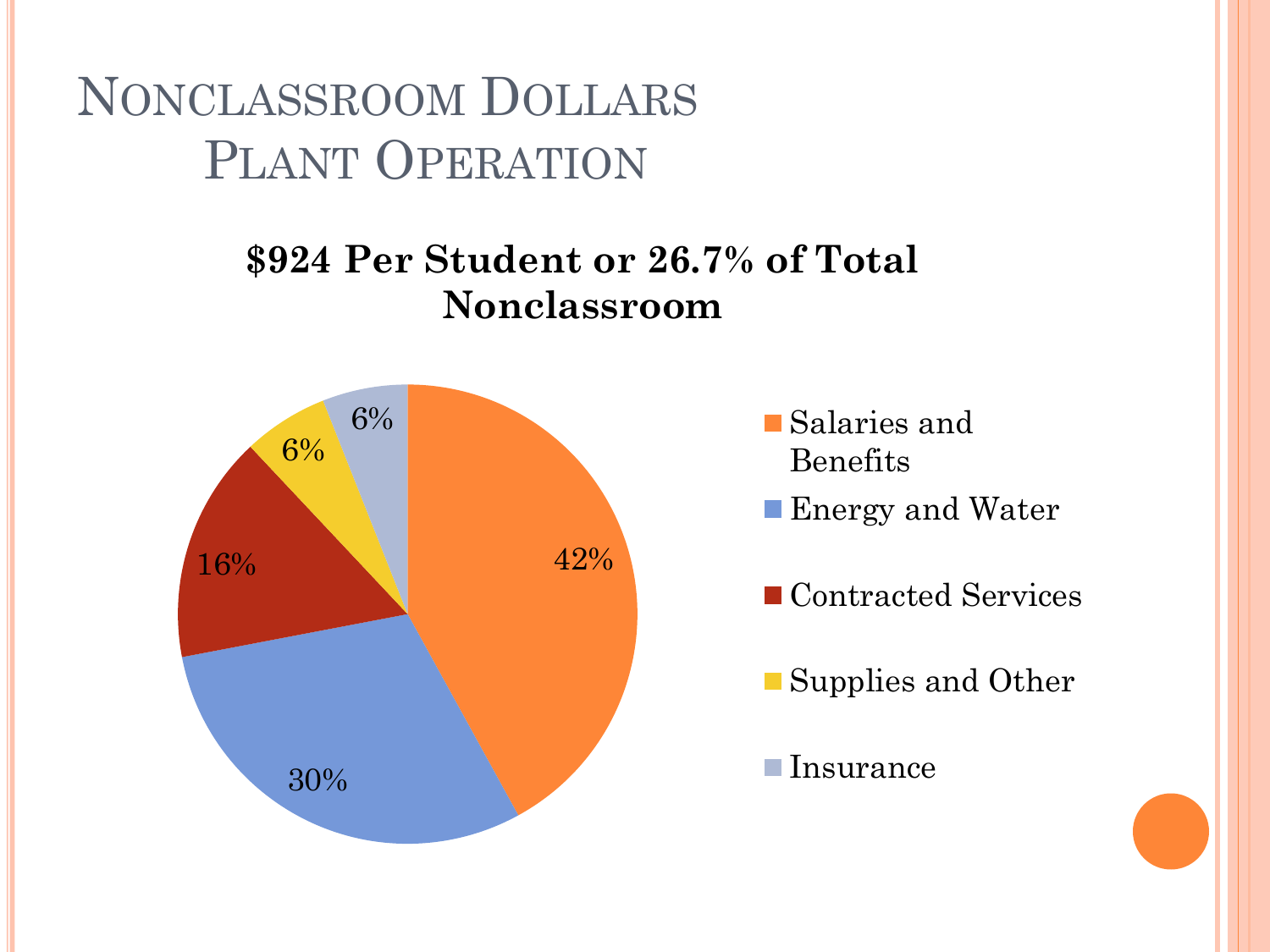# Nonclassroom Dollars Plant Operation

**$924 Per Student or 26.7% of Total Nonclassroom**

| Category | Percentage |
|---|---|
| Salaries and Benefits | 42% |
| Energy and Water | 30% |
| Contracted Services | 16% |
| Supplies and Other | 6% |
| Insurance | 6% |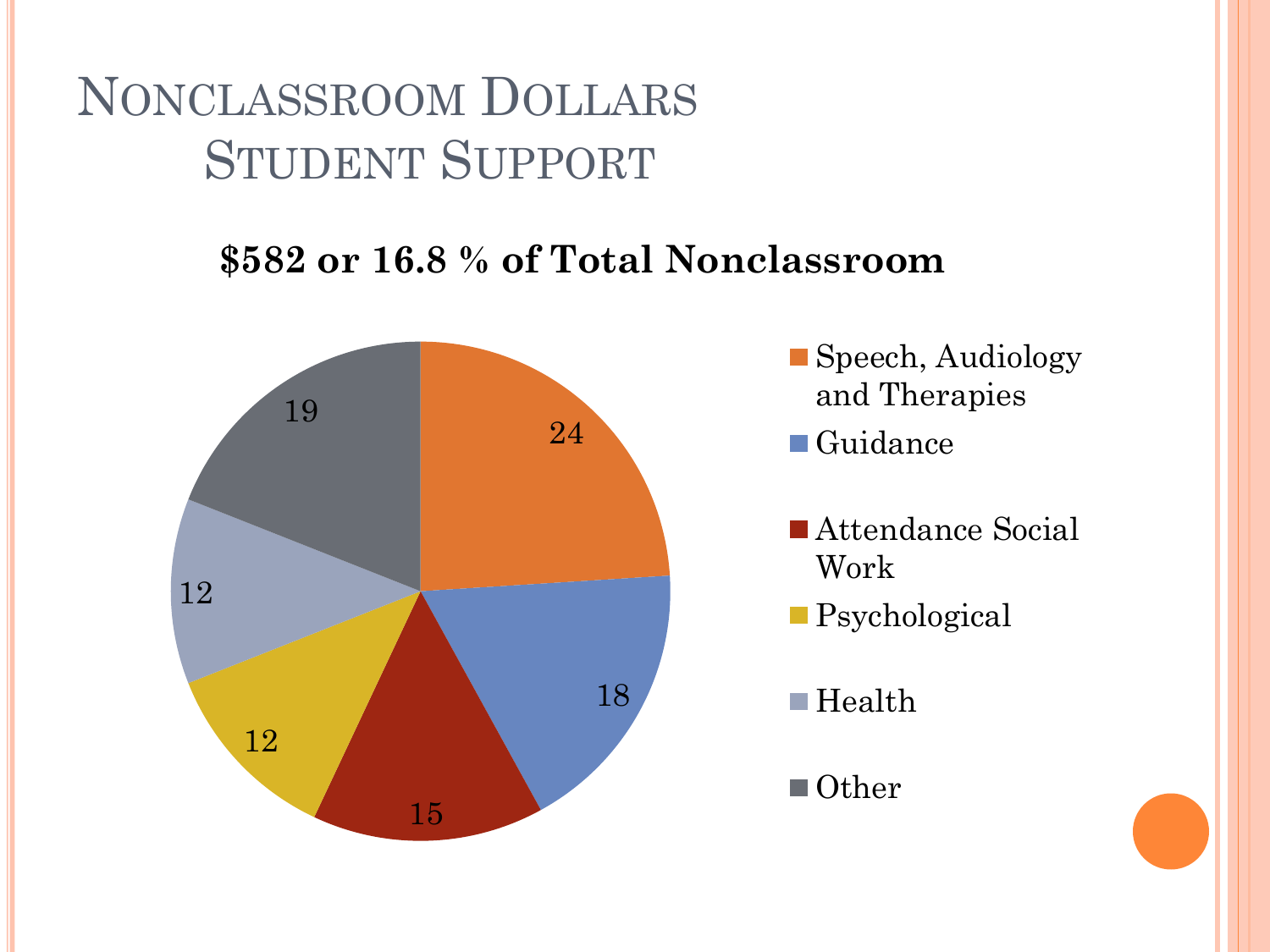# Nonclassroom Dollars Student Support

**$582 or 16.8 % of Total Nonclassroom**

| Category | Value |
| --- | --- |
| Speech, Audiology and Therapies | 24 |
| Guidance | 18 |
| Attendance Social Work | 15 |
| Psychological | 12 |
| Health | 12 |
| Other | 19 |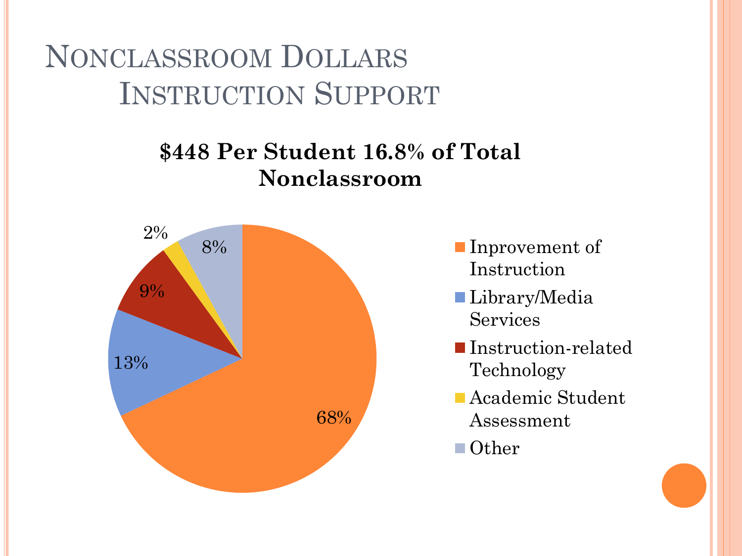# Nonclassroom Dollars Instruction Support

**$448 Per Student 16.8% of Total Nonclassroom**

| Category | Percentage |
| --- | --- |
| Inprovement of Instruction | 68% |
| Library/Media Services | 13% |
| Instruction-related Technology | 9% |
| Academic Student Assessment | 2% |
| Other | 8% |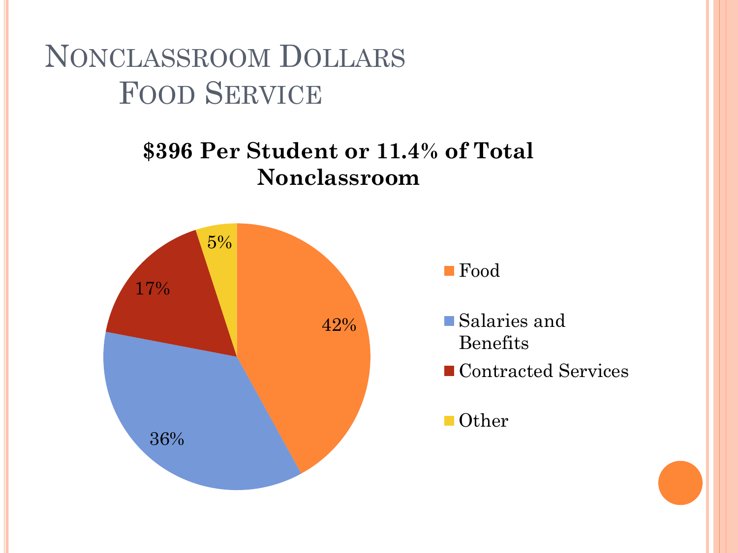# Nonclassroom Dollars Food Service

**$396 Per Student or 11.4% of Total Nonclassroom**

| Category | Percentage |
|---|---|
| Food | 42% |
| Salaries and Benefits | 36% |
| Contracted Services | 17% |
| Other | 5% |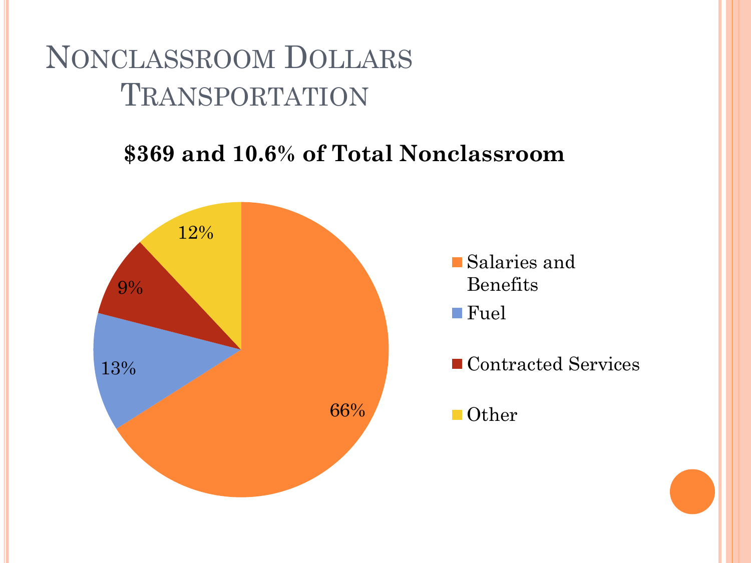# Nonclassroom Dollars Transportation

**$369 and 10.6% of Total Nonclassroom**

| Category | Percentage |
| --- | --- |
| Salaries and Benefits | 66% |
| Fuel | 13% |
| Contracted Services | 9% |
| Other | 12% |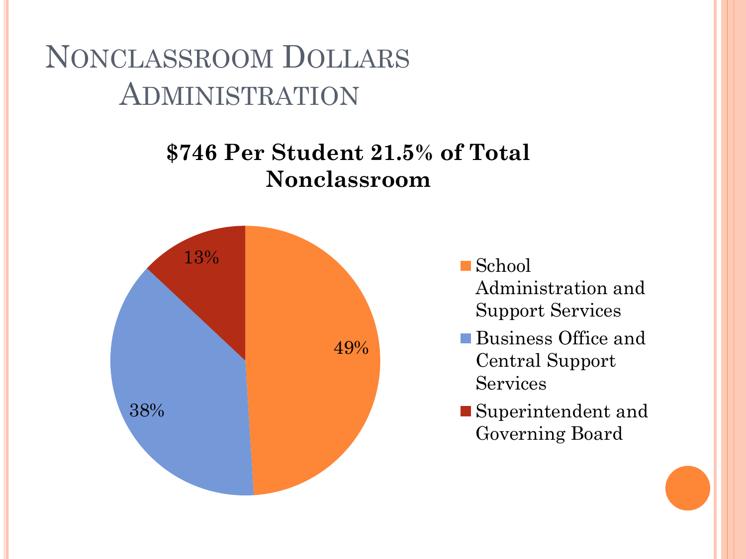# Nonclassroom Dollars Administration

**$746 Per Student 21.5% of Total Nonclassroom**

| Category | Percentage |
|---|---|
| School Administration and Support Services | 49% |
| Business Office and Central Support Services | 38% |
| Superintendent and Governing Board | 13% |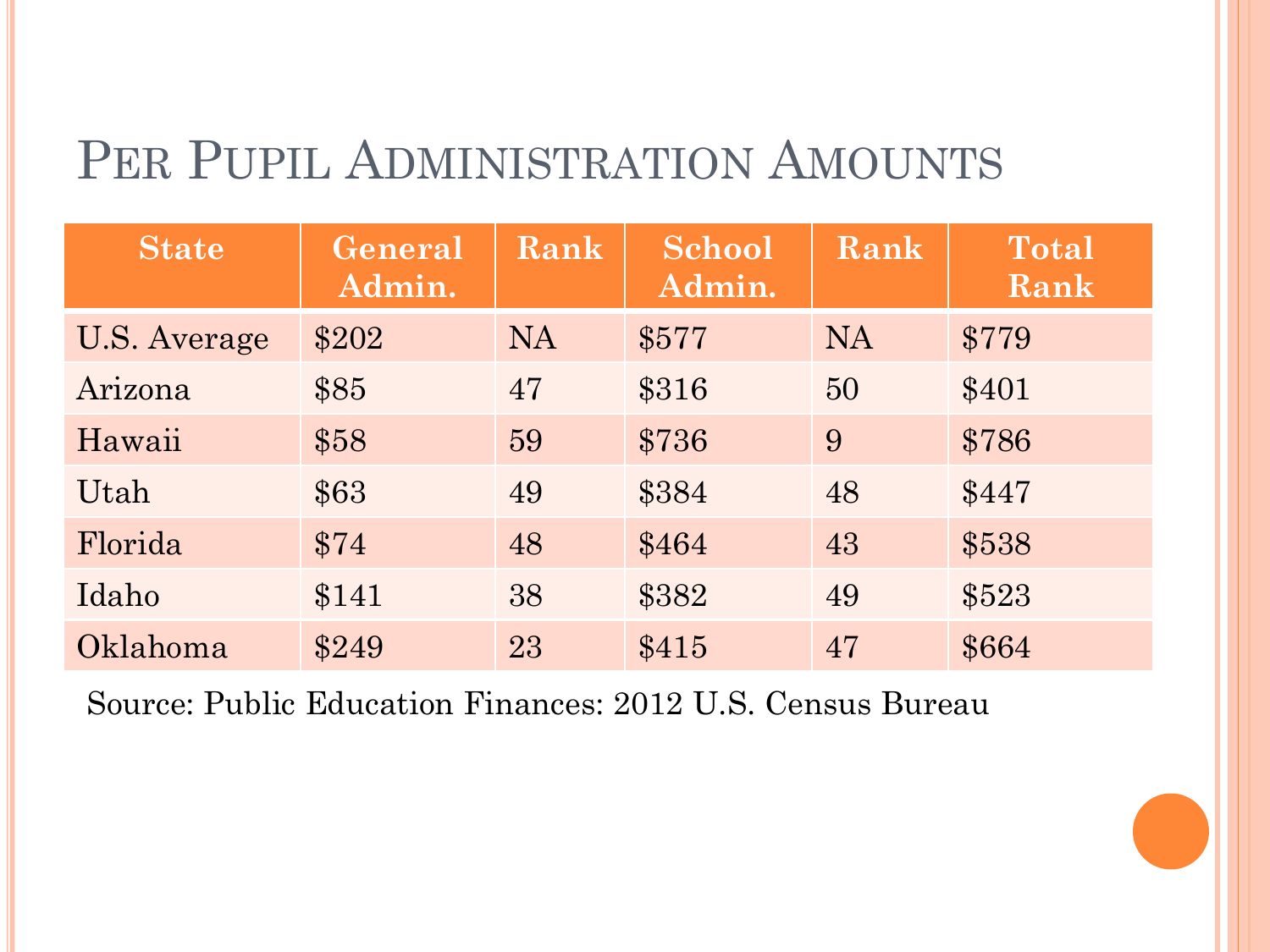# Per Pupil Administration Amounts

| State | General Admin. | Rank | School Admin. | Rank | Total Rank |
|---|---|---|---|---|---|
| U.S. Average | $202 | NA | $577 | NA | $779 |
| Arizona | $85 | 47 | $316 | 50 | $401 |
| Hawaii | $58 | 59 | $736 | 9 | $786 |
| Utah | $63 | 49 | $384 | 48 | $447 |
| Florida | $74 | 48 | $464 | 43 | $538 |
| Idaho | $141 | 38 | $382 | 49 | $523 |
| Oklahoma | $249 | 23 | $415 | 47 | $664 |

Source: Public Education Finances: 2012 U.S. Census Bureau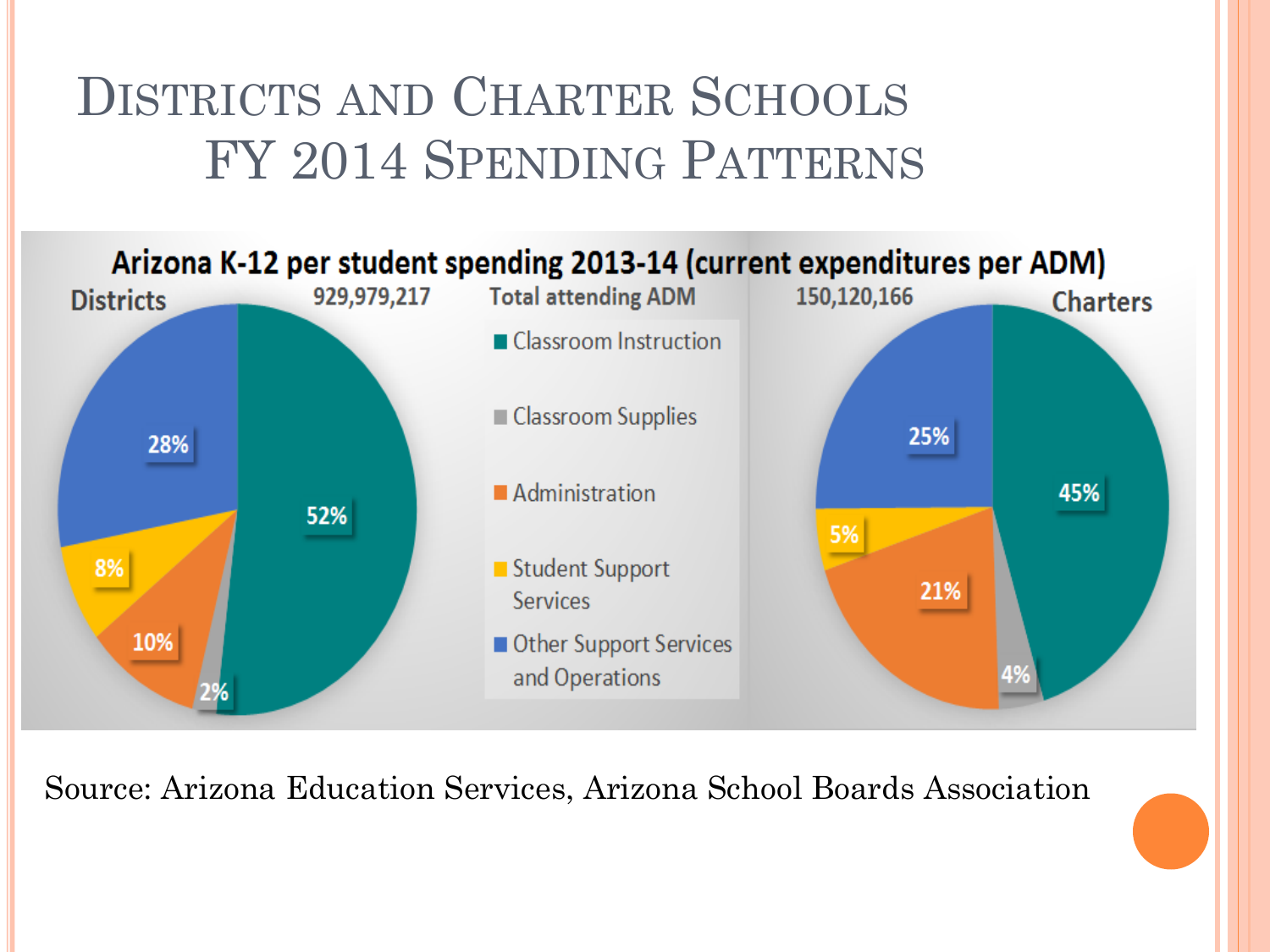# Districts and Charter Schools FY 2014 Spending Patterns

**Arizona K-12 per student spending 2013-14 (current expenditures per ADM)**

Total attending ADM

| Category | Districts (929,979,217) | Charters (150,120,166) |
|---|---|---|
| Classroom Instruction | 52% | 45% |
| Classroom Supplies | 2% | 4% |
| Administration | 10% | 21% |
| Student Support Services | 8% | 5% |
| Other Support Services and Operations | 28% | 25% |

Source: Arizona Education Services, Arizona School Boards Association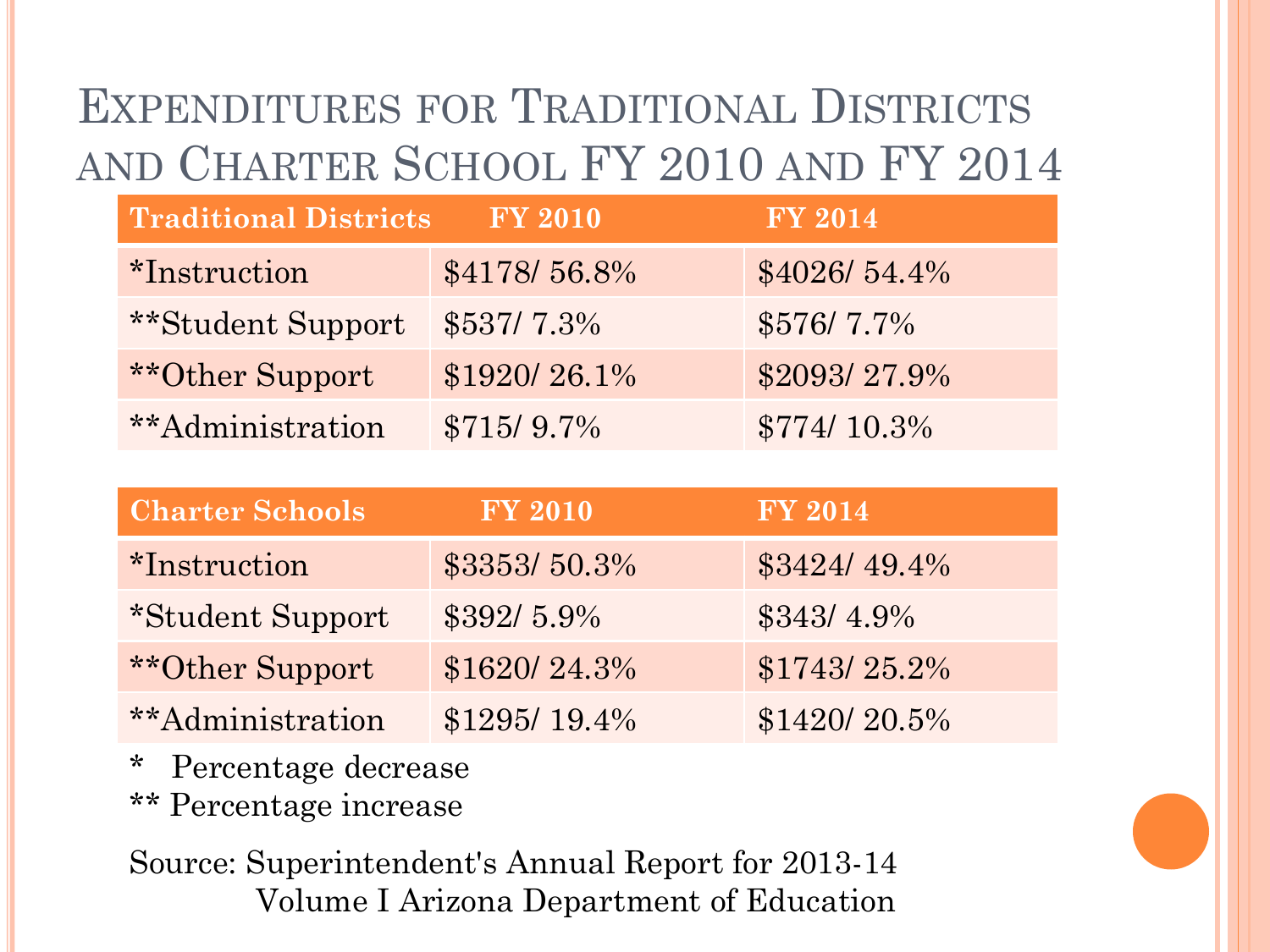# Expenditures for Traditional Districts and Charter School FY 2010 and FY 2014

| Traditional Districts | FY 2010 | FY 2014 |
|---|---|---|
| *Instruction | $4178/ 56.8% | $4026/ 54.4% |
| **Student Support | $537/ 7.3% | $576/ 7.7% |
| **Other Support | $1920/ 26.1% | $2093/ 27.9% |
| **Administration | $715/ 9.7% | $774/ 10.3% |

| Charter Schools | FY 2010 | FY 2014 |
|---|---|---|
| *Instruction | $3353/ 50.3% | $3424/ 49.4% |
| *Student Support | $392/ 5.9% | $343/ 4.9% |
| **Other Support | $1620/ 24.3% | $1743/ 25.2% |
| **Administration | $1295/ 19.4% | $1420/ 20.5% |

\* Percentage decrease

** Percentage increase

Source: Superintendent's Annual Report for 2013-14 Volume I Arizona Department of Education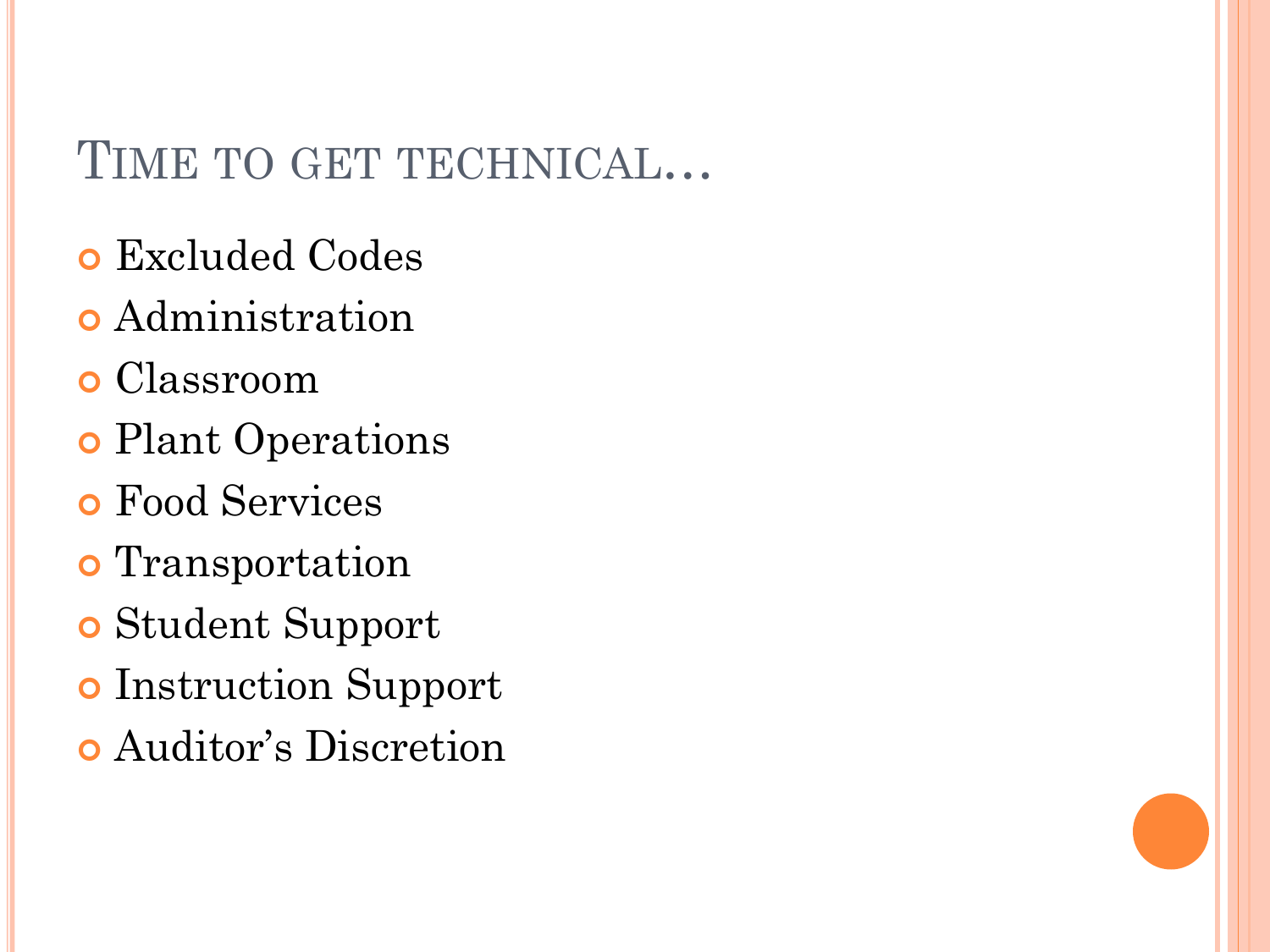# Time to get technical…

- Excluded Codes
- Administration
- Classroom
- Plant Operations
- Food Services
- Transportation
- Student Support
- Instruction Support
- Auditor's Discretion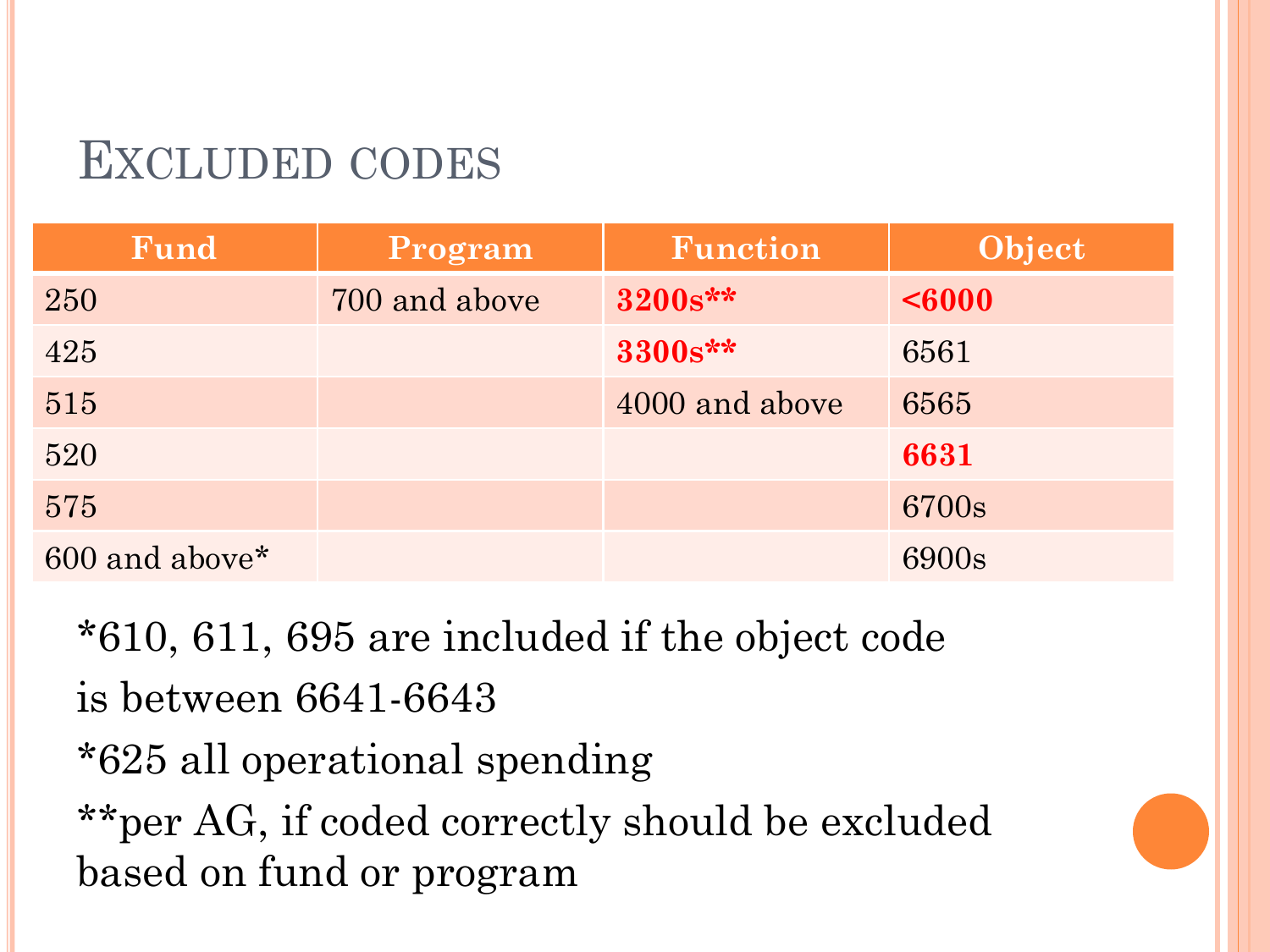# Excluded codes

| Fund | Program | Function | Object |
|---|---|---|---|
| 250 | 700 and above | **3200s**** | **<6000** |
| 425 | | **3300s**** | 6561 |
| 515 | | 4000 and above | 6565 |
| 520 | | | **6631** |
| 575 | | | 6700s |
| 600 and above* | | | 6900s |

*610, 611, 695 are included if the object code is between 6641-6643

*625 all operational spending

**per AG, if coded correctly should be excluded based on fund or program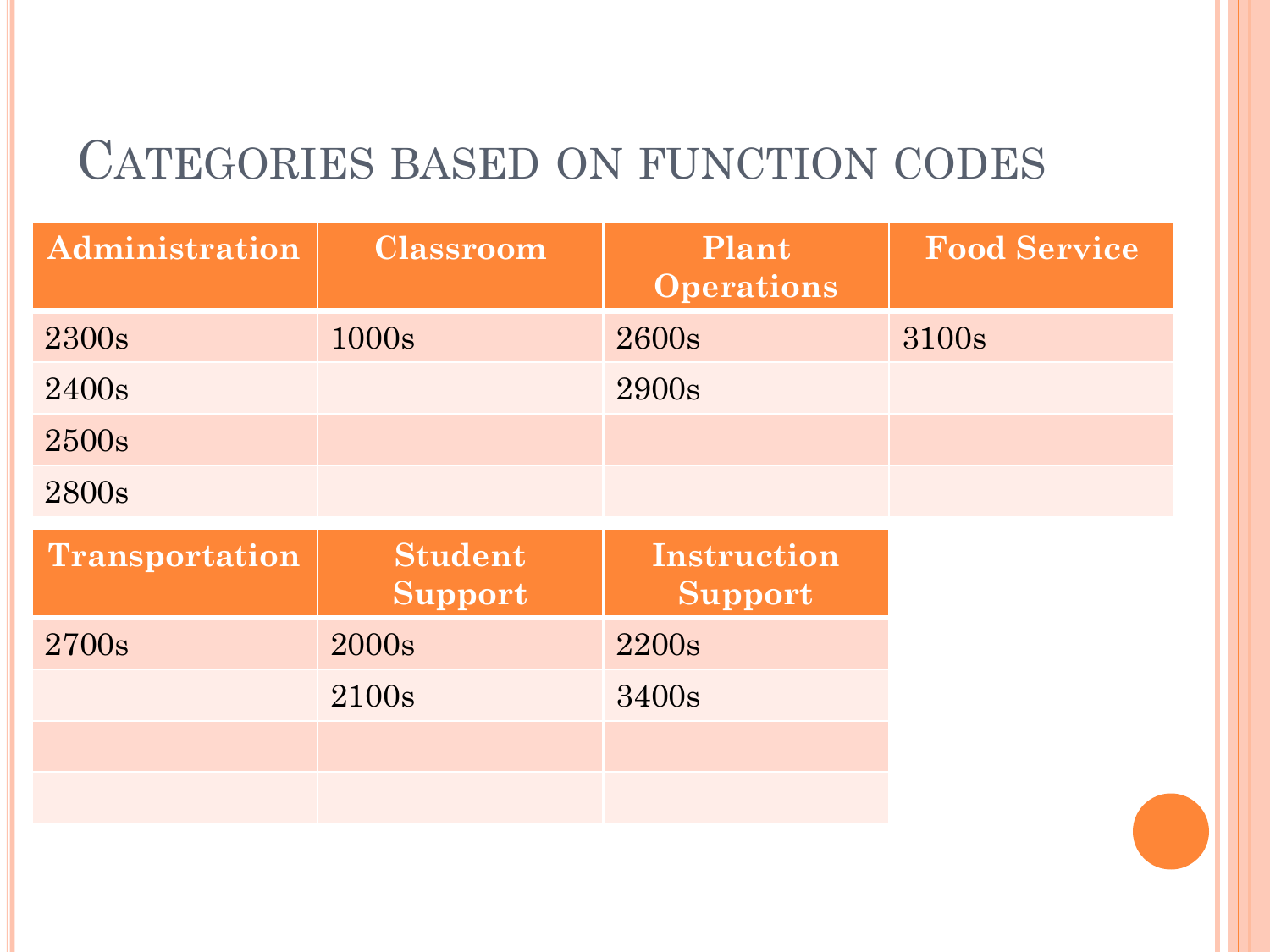# Categories based on function codes

| Administration | Classroom | Plant Operations | Food Service |
|---|---|---|---|
| 2300s | 1000s | 2600s | 3100s |
| 2400s | | 2900s | |
| 2500s | | | |
| 2800s | | | |

| Transportation | Student Support | Instruction Support |
|---|---|---|
| 2700s | 2000s | 2200s |
| | 2100s | 3400s |
| | | |
| | | |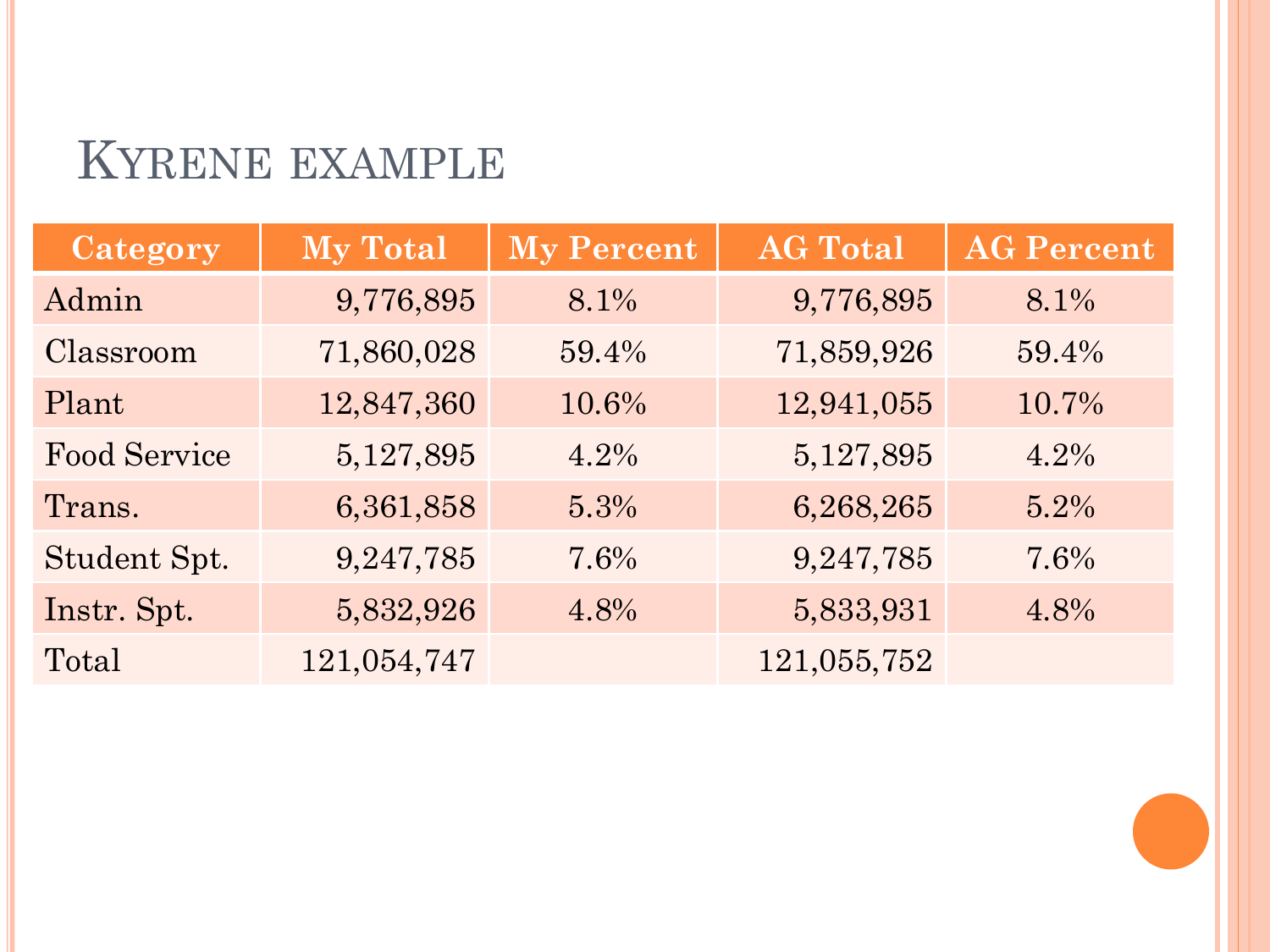# Kyrene example

| Category | My Total | My Percent | AG Total | AG Percent |
|---|---|---|---|---|
| Admin | 9,776,895 | 8.1% | 9,776,895 | 8.1% |
| Classroom | 71,860,028 | 59.4% | 71,859,926 | 59.4% |
| Plant | 12,847,360 | 10.6% | 12,941,055 | 10.7% |
| Food Service | 5,127,895 | 4.2% | 5,127,895 | 4.2% |
| Trans. | 6,361,858 | 5.3% | 6,268,265 | 5.2% |
| Student Spt. | 9,247,785 | 7.6% | 9,247,785 | 7.6% |
| Instr. Spt. | 5,832,926 | 4.8% | 5,833,931 | 4.8% |
| Total | 121,054,747 | | 121,055,752 | |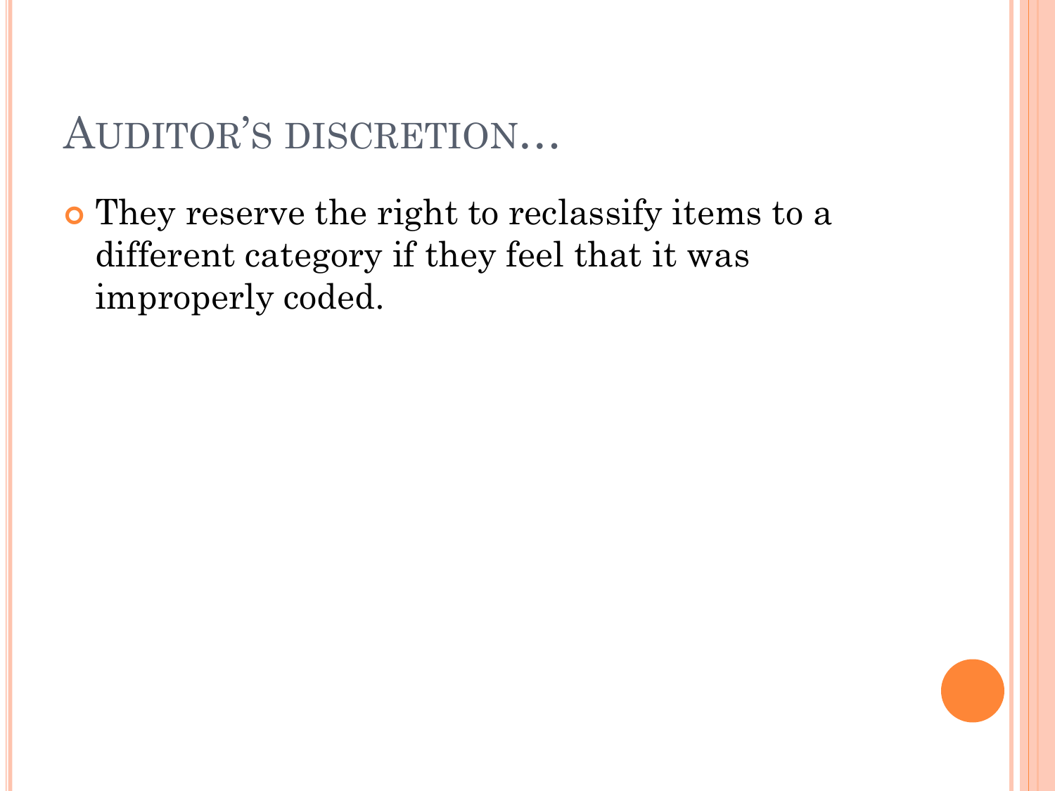## Auditor's discretion…

- They reserve the right to reclassify items to a different category if they feel that it was improperly coded.